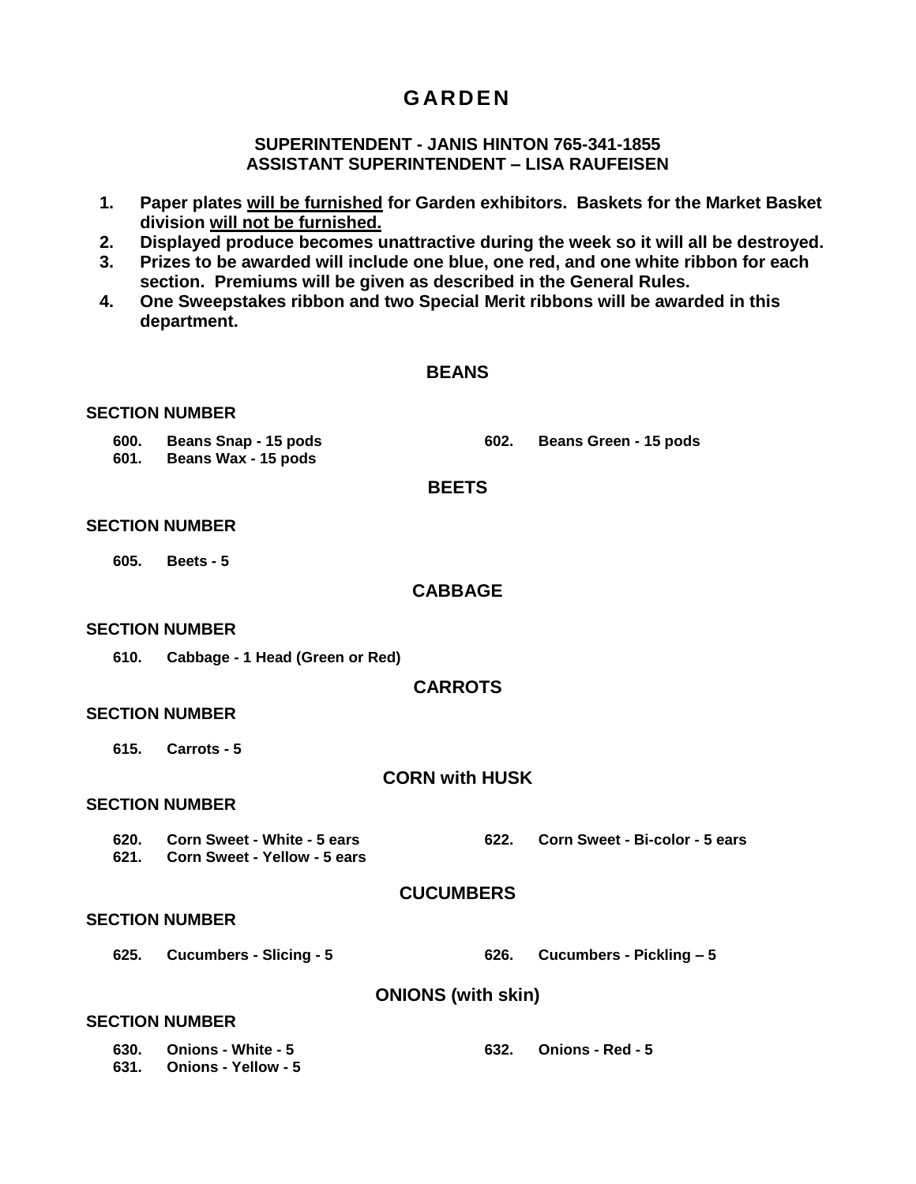# GARDEN

**SUPERINTENDENT - JANIS HINTON 765-341-1855**
**ASSISTANT SUPERINTENDENT – LISA RAUFEISEN**

1. **Paper plates <u>will be furnished</u> for Garden exhibitors. Baskets for the Market Basket division <u>will not be furnished.</u>**
2. **Displayed produce becomes unattractive during the week so it will all be destroyed.**
3. **Prizes to be awarded will include one blue, one red, and one white ribbon for each section. Premiums will be given as described in the General Rules.**
4. **One Sweepstakes ribbon and two Special Merit ribbons will be awarded in this department.**

## BEANS

**SECTION NUMBER**

- **600. Beans Snap - 15 pods**
- **601. Beans Wax - 15 pods**
- **602. Beans Green - 15 pods**

## BEETS

**SECTION NUMBER**

- **605. Beets - 5**

## CABBAGE

**SECTION NUMBER**

- **610. Cabbage - 1 Head (Green or Red)**

## CARROTS

**SECTION NUMBER**

- **615. Carrots - 5**

## CORN with HUSK

**SECTION NUMBER**

- **620. Corn Sweet - White - 5 ears**
- **621. Corn Sweet - Yellow - 5 ears**
- **622. Corn Sweet - Bi-color - 5 ears**

## CUCUMBERS

**SECTION NUMBER**

- **625. Cucumbers - Slicing - 5**
- **626. Cucumbers - Pickling – 5**

## ONIONS (with skin)

**SECTION NUMBER**

- **630. Onions - White - 5**
- **631. Onions - Yellow - 5**
- **632. Onions - Red - 5**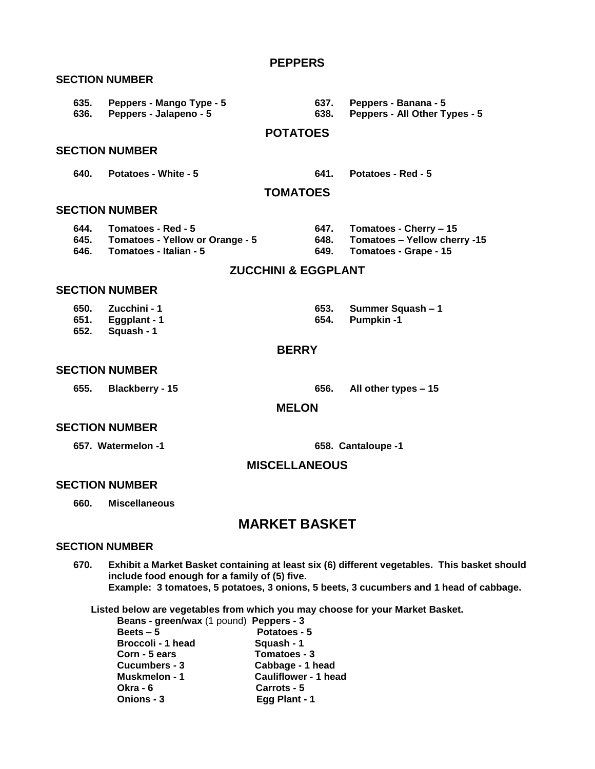## PEPPERS

**SECTION NUMBER**

**635. Peppers - Mango Type - 5**
**636. Peppers - Jalapeno - 5**
**637. Peppers - Banana - 5**
**638. Peppers - All Other Types - 5**

## POTATOES

**SECTION NUMBER**

**640. Potatoes - White - 5**
**641. Potatoes - Red - 5**

## TOMATOES

**SECTION NUMBER**

**644. Tomatoes - Red - 5**
**645. Tomatoes - Yellow or Orange - 5**
**646. Tomatoes - Italian - 5**
**647. Tomatoes - Cherry – 15**
**648. Tomatoes – Yellow cherry -15**
**649. Tomatoes - Grape - 15**

## ZUCCHINI & EGGPLANT

**SECTION NUMBER**

**650. Zucchini - 1**
**651. Eggplant - 1**
**652. Squash - 1**
**653. Summer Squash – 1**
**654. Pumpkin -1**

## BERRY

**SECTION NUMBER**

**655. Blackberry - 15**
**656. All other types – 15**

## MELON

**SECTION NUMBER**

**657. Watermelon -1**
**658. Cantaloupe -1**

## MISCELLANEOUS

**SECTION NUMBER**

**660. Miscellaneous**

# MARKET BASKET

**SECTION NUMBER**

**670. Exhibit a Market Basket containing at least six (6) different vegetables. This basket should include food enough for a family of (5) five.**
**Example: 3 tomatoes, 5 potatoes, 3 onions, 5 beets, 3 cucumbers and 1 head of cabbage.**

**Listed below are vegetables from which you may choose for your Market Basket.**

- **Beans - green/wax** (1 pound)
- **Beets – 5**
- **Broccoli - 1 head**
- **Corn - 5 ears**
- **Cucumbers - 3**
- **Muskmelon - 1**
- **Okra - 6**
- **Onions - 3**
- **Peppers - 3**
- **Potatoes - 5**
- **Squash - 1**
- **Tomatoes - 3**
- **Cabbage - 1 head**
- **Cauliflower - 1 head**
- **Carrots - 5**
- **Egg Plant - 1**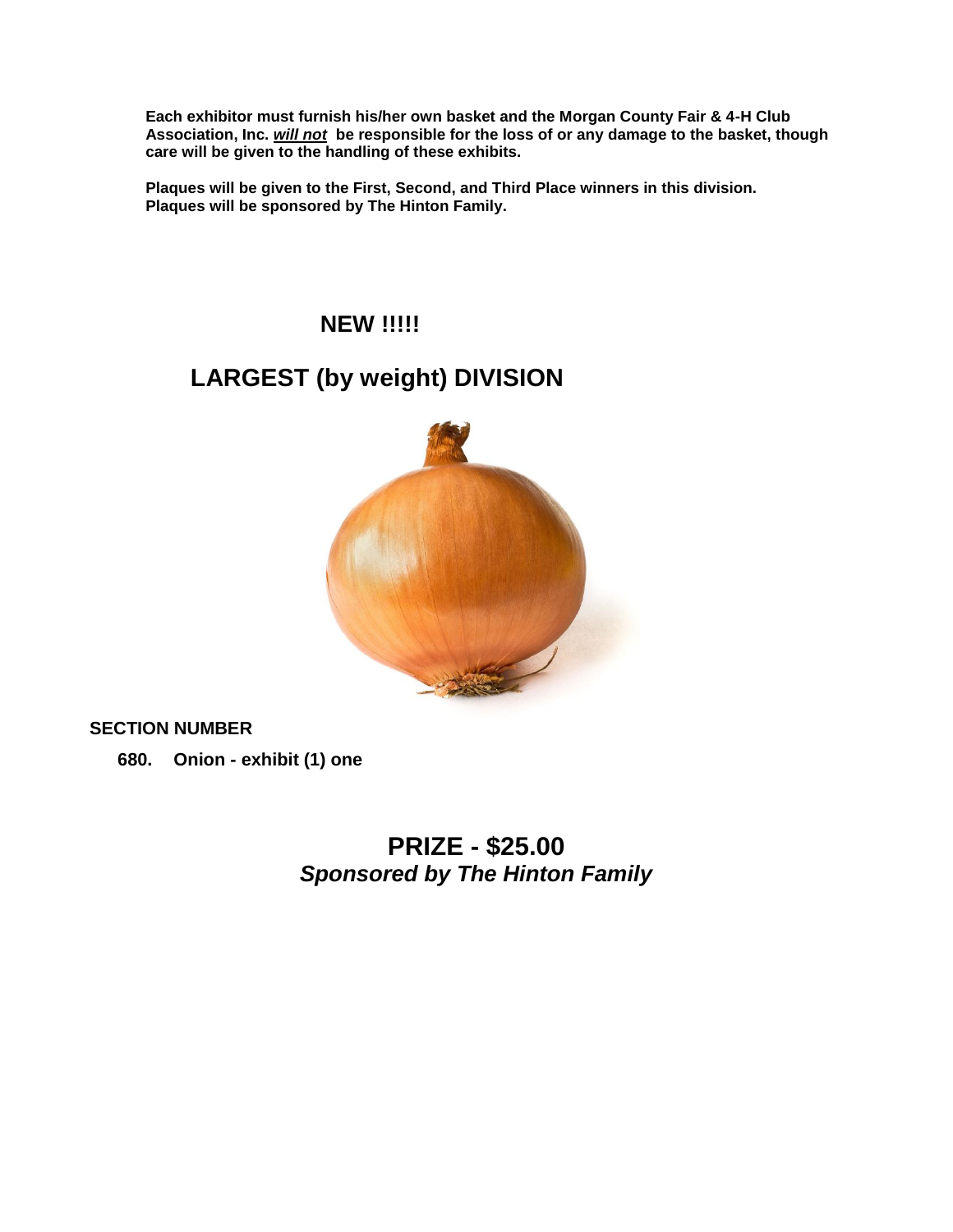**Each exhibitor must furnish his/her own basket and the Morgan County Fair & 4-H Club Association, Inc. *will not* be responsible for the loss of or any damage to the basket, though care will be given to the handling of these exhibits.**

**Plaques will be given to the First, Second, and Third Place winners in this division. Plaques will be sponsored by The Hinton Family.**

**NEW !!!!!**

## LARGEST (by weight) DIVISION

**SECTION NUMBER**

**680. Onion - exhibit (1) one**

## PRIZE - $25.00

***Sponsored by The Hinton Family***